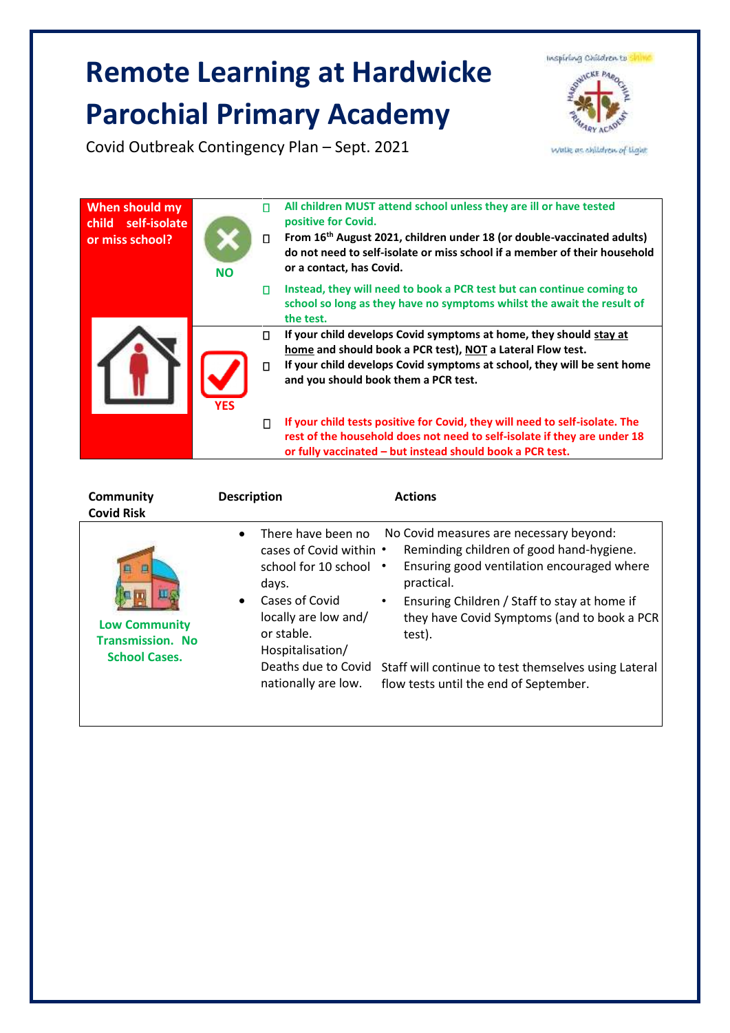# Remote Learning at Hardwicke Parochial Primary Academy

Covid Outbreak Contingency Plan – Sept. 2021

Inspiring Children to Shine

Walk as children of Light

| When should my child self-isolate or miss school? | | |
|---|---|---|
| | NO | - All children MUST attend school unless they are ill or have tested positive for Covid.<br>- From 16th August 2021, children under 18 (or double-vaccinated adults) do not need to self-isolate or miss school if a member of their household or a contact, has Covid.<br>- Instead, they will need to book a PCR test but can continue coming to school so long as they have no symptoms whilst the await the result of the test. |
| | YES | - If your child develops Covid symptoms at home, they should stay at home and should book a PCR test), NOT a Lateral Flow test.<br>- If your child develops Covid symptoms at school, they will be sent home and you should book them a PCR test.<br>- If your child tests positive for Covid, they will need to self-isolate. The rest of the household does not need to self-isolate if they are under 18 or fully vaccinated – but instead should book a PCR test. |

| Community Covid Risk | Description | Actions |
|---|---|---|
| Low Community Transmission. No School Cases. | - There have been no cases of Covid within school for 10 school days.<br>- Cases of Covid locally are low and/ or stable. Hospitalisation/ Deaths due to Covid nationally are low. | No Covid measures are necessary beyond:<br>- Reminding children of good hand-hygiene.<br>- Ensuring good ventilation encouraged where practical.<br>- Ensuring Children / Staff to stay at home if they have Covid Symptoms (and to book a PCR test).<br><br>Staff will continue to test themselves using Lateral flow tests until the end of September. |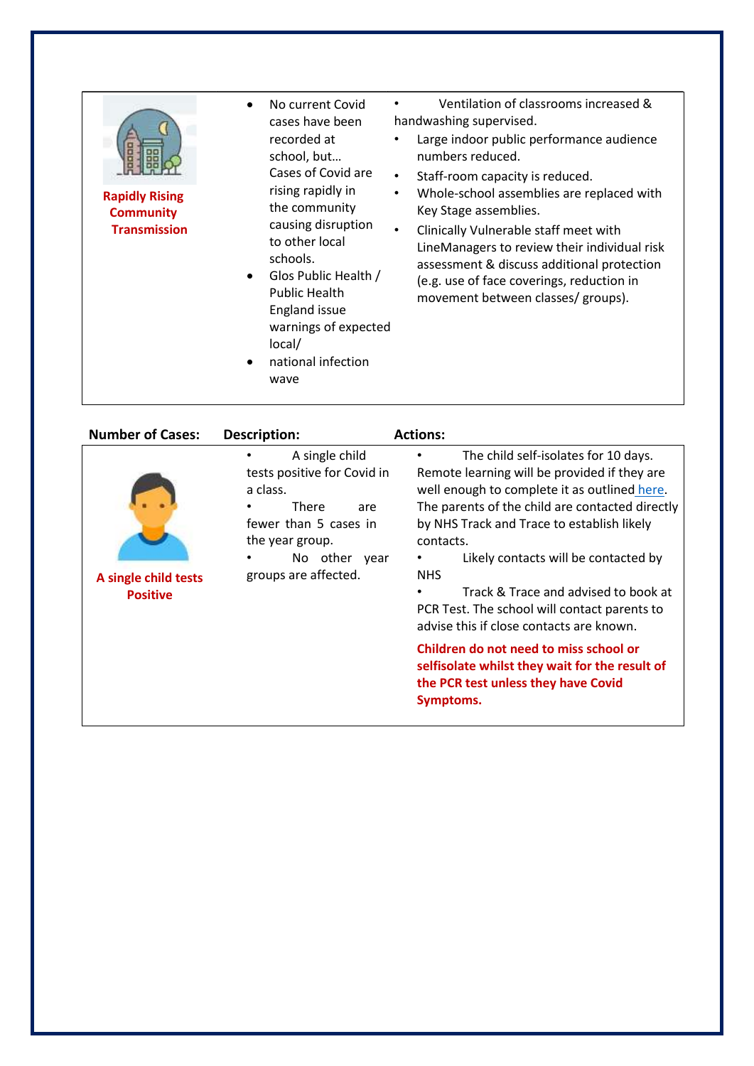| | | |
|---|---|---|
| **Rapidly Rising Community Transmission** | • No current Covid cases have been recorded at school, but… Cases of Covid are rising rapidly in the community causing disruption to other local schools.<br>• Glos Public Health / Public Health England issue warnings of expected local/<br>• national infection wave | • Ventilation of classrooms increased & handwashing supervised.<br>• Large indoor public performance audience numbers reduced.<br>• Staff-room capacity is reduced.<br>• Whole-school assemblies are replaced with Key Stage assemblies.<br>• Clinically Vulnerable staff meet with LineManagers to review their individual risk assessment & discuss additional protection (e.g. use of face coverings, reduction in movement between classes/ groups). |

| Number of Cases: | Description: | Actions: |
|---|---|---|
| **A single child tests Positive** | • A single child tests positive for Covid in a class.<br>• There are fewer than 5 cases in the year group.<br>• No other year groups are affected. | • The child self-isolates for 10 days. Remote learning will be provided if they are well enough to complete it as outlined here. The parents of the child are contacted directly by NHS Track and Trace to establish likely contacts.<br>• Likely contacts will be contacted by NHS<br>• Track & Trace and advised to book at PCR Test. The school will contact parents to advise this if close contacts are known.<br>**Children do not need to miss school or selfisolate whilst they wait for the result of the PCR test unless they have Covid Symptoms.** |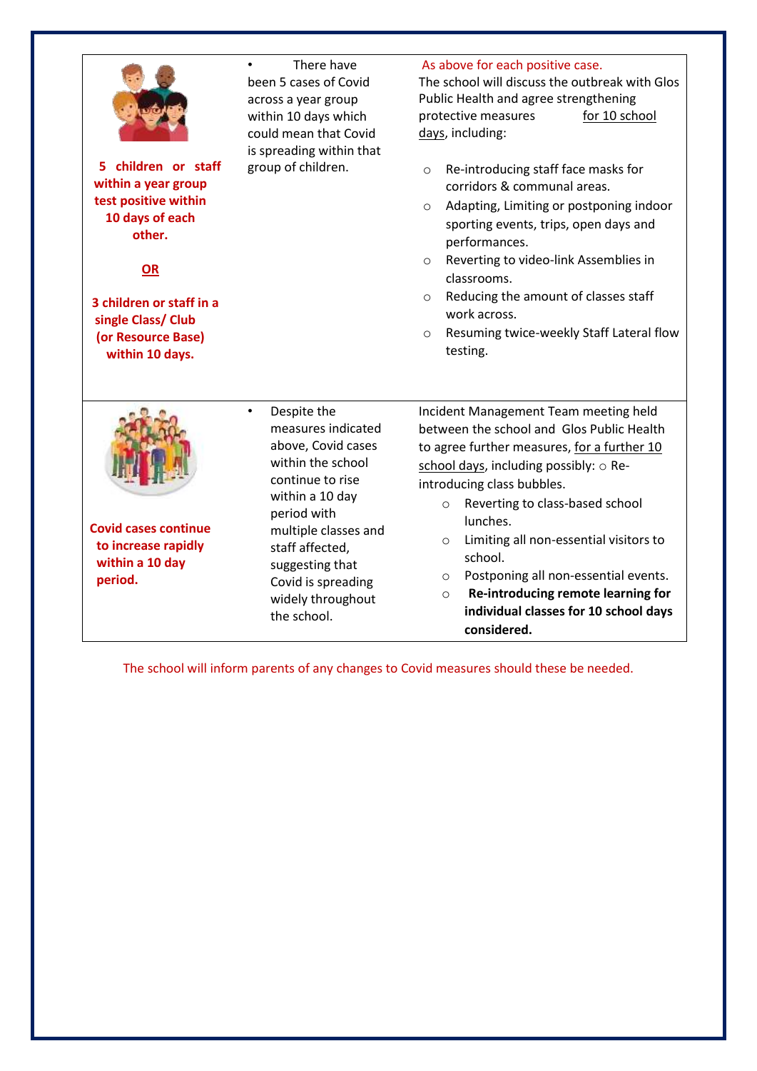| | | |
|---|---|---|
| **5 children or staff within a year group test positive within 10 days of each other.**<br><br>**OR**<br><br>**3 children or staff in a single Class/ Club (or Resource Base) within 10 days.** | • There have been 5 cases of Covid across a year group within 10 days which could mean that Covid is spreading within that group of children. | As above for each positive case.<br>The school will discuss the outbreak with Glos Public Health and agree strengthening protective measures for 10 school days, including:<br>○ Re-introducing staff face masks for corridors & communal areas.<br>○ Adapting, Limiting or postponing indoor sporting events, trips, open days and performances.<br>○ Reverting to video-link Assemblies in classrooms.<br>○ Reducing the amount of classes staff work across.<br>○ Resuming twice-weekly Staff Lateral flow testing. |
| **Covid cases continue to increase rapidly within a 10 day period.** | • Despite the measures indicated above, Covid cases within the school continue to rise within a 10 day period with multiple classes and staff affected, suggesting that Covid is spreading widely throughout the school. | Incident Management Team meeting held between the school and Glos Public Health to agree further measures, for a further 10 school days, including possibly: ○ Re-introducing class bubbles.<br>○ Reverting to class-based school lunches.<br>○ Limiting all non-essential visitors to school.<br>○ Postponing all non-essential events.<br>○ **Re-introducing remote learning for individual classes for 10 school days considered.** |

The school will inform parents of any changes to Covid measures should these be needed.